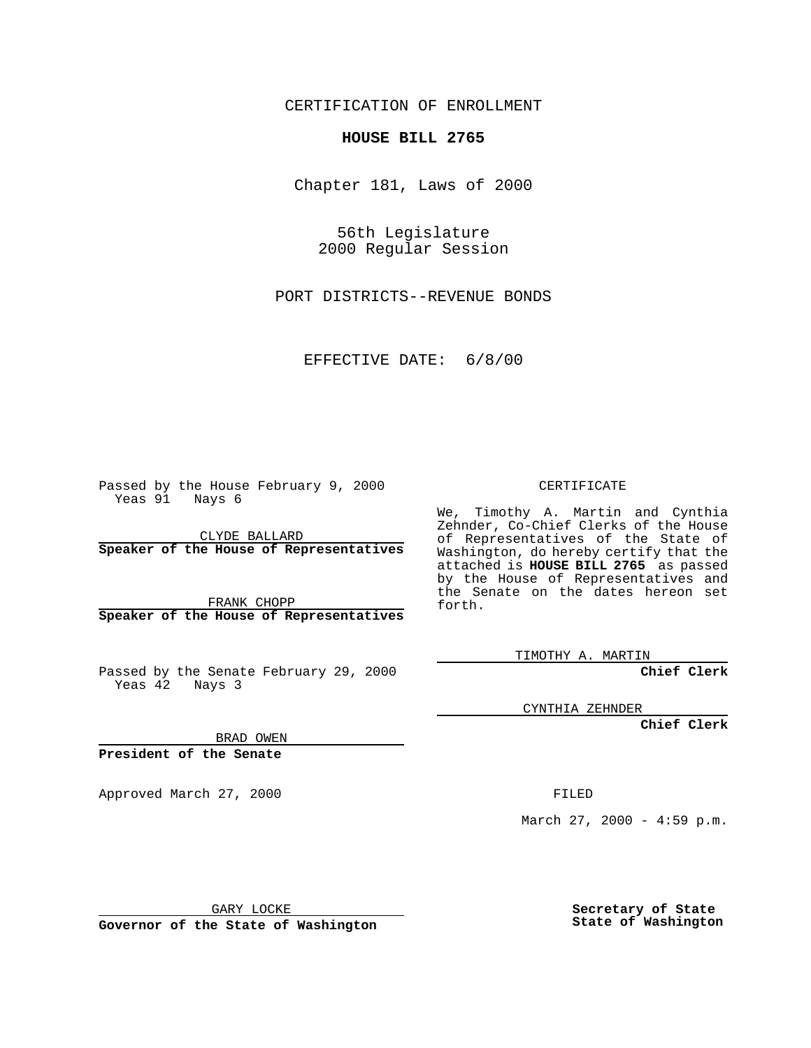CERTIFICATION OF ENROLLMENT

**HOUSE BILL 2765**

Chapter 181, Laws of 2000

56th Legislature
2000 Regular Session

PORT DISTRICTS--REVENUE BONDS

EFFECTIVE DATE: 6/8/00

Passed by the House February 9, 2000
Yeas 91 Nays 6

CLYDE BALLARD
**Speaker of the House of Representatives**

FRANK CHOPP
**Speaker of the House of Representatives**

Passed by the Senate February 29, 2000
Yeas 42 Nays 3

BRAD OWEN
**President of the Senate**

Approved March 27, 2000

GARY LOCKE
**Governor of the State of Washington**

CERTIFICATE

We, Timothy A. Martin and Cynthia Zehnder, Co-Chief Clerks of the House of Representatives of the State of Washington, do hereby certify that the attached is **HOUSE BILL 2765** as passed by the House of Representatives and the Senate on the dates hereon set forth.

TIMOTHY A. MARTIN
**Chief Clerk**

CYNTHIA ZEHNDER
**Chief Clerk**

FILED

March 27, 2000 - 4:59 p.m.

**Secretary of State**
**State of Washington**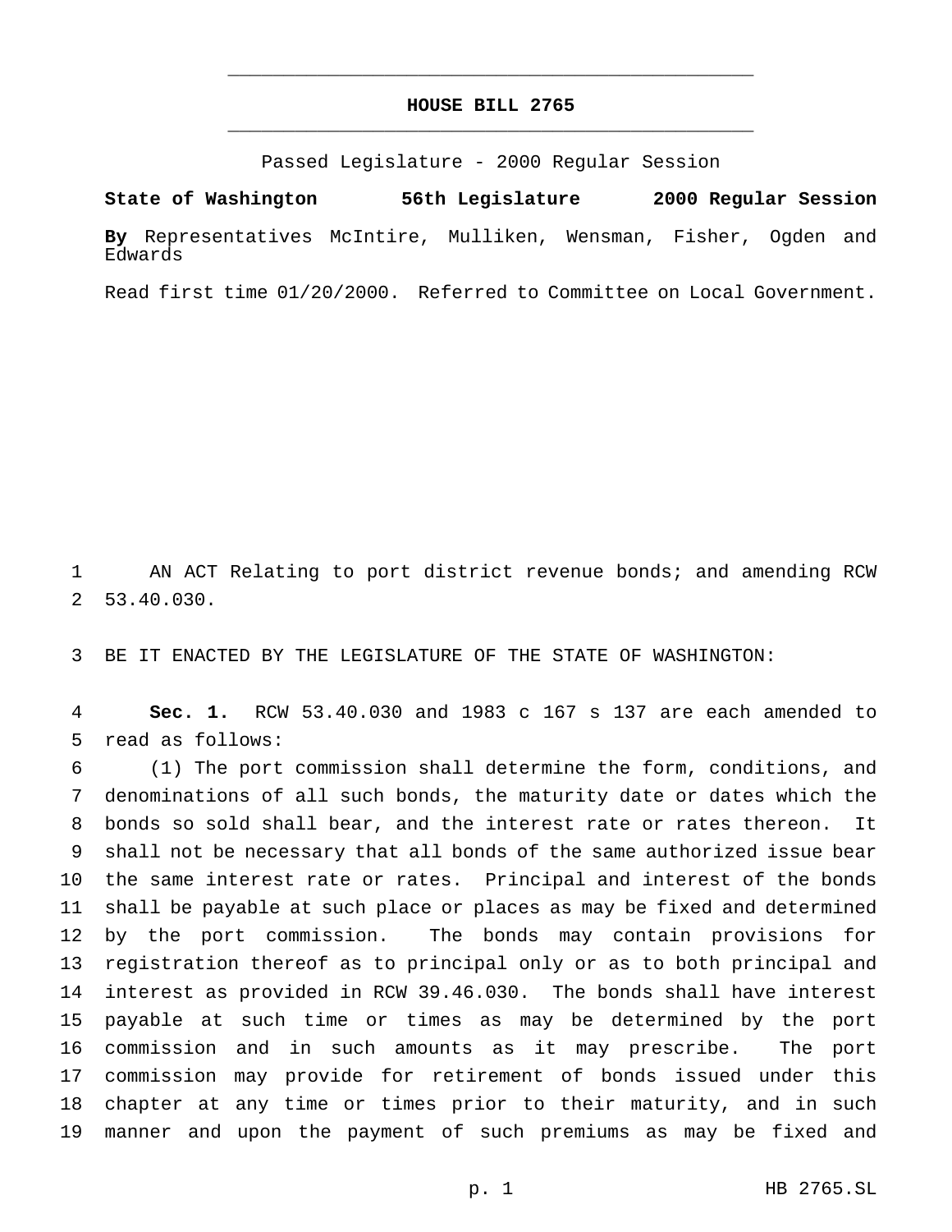# HOUSE BILL 2765

Passed Legislature - 2000 Regular Session

**State of Washington 56th Legislature 2000 Regular Session**

**By** Representatives McIntire, Mulliken, Wensman, Fisher, Ogden and Edwards

Read first time 01/20/2000. Referred to Committee on Local Government.

1 AN ACT Relating to port district revenue bonds; and amending RCW
2 53.40.030.

3 BE IT ENACTED BY THE LEGISLATURE OF THE STATE OF WASHINGTON:

4 **Sec. 1.** RCW 53.40.030 and 1983 c 167 s 137 are each amended to
5 read as follows:
6 (1) The port commission shall determine the form, conditions, and
7 denominations of all such bonds, the maturity date or dates which the
8 bonds so sold shall bear, and the interest rate or rates thereon. It
9 shall not be necessary that all bonds of the same authorized issue bear
10 the same interest rate or rates. Principal and interest of the bonds
11 shall be payable at such place or places as may be fixed and determined
12 by the port commission. The bonds may contain provisions for
13 registration thereof as to principal only or as to both principal and
14 interest as provided in RCW 39.46.030. The bonds shall have interest
15 payable at such time or times as may be determined by the port
16 commission and in such amounts as it may prescribe. The port
17 commission may provide for retirement of bonds issued under this
18 chapter at any time or times prior to their maturity, and in such
19 manner and upon the payment of such premiums as may be fixed and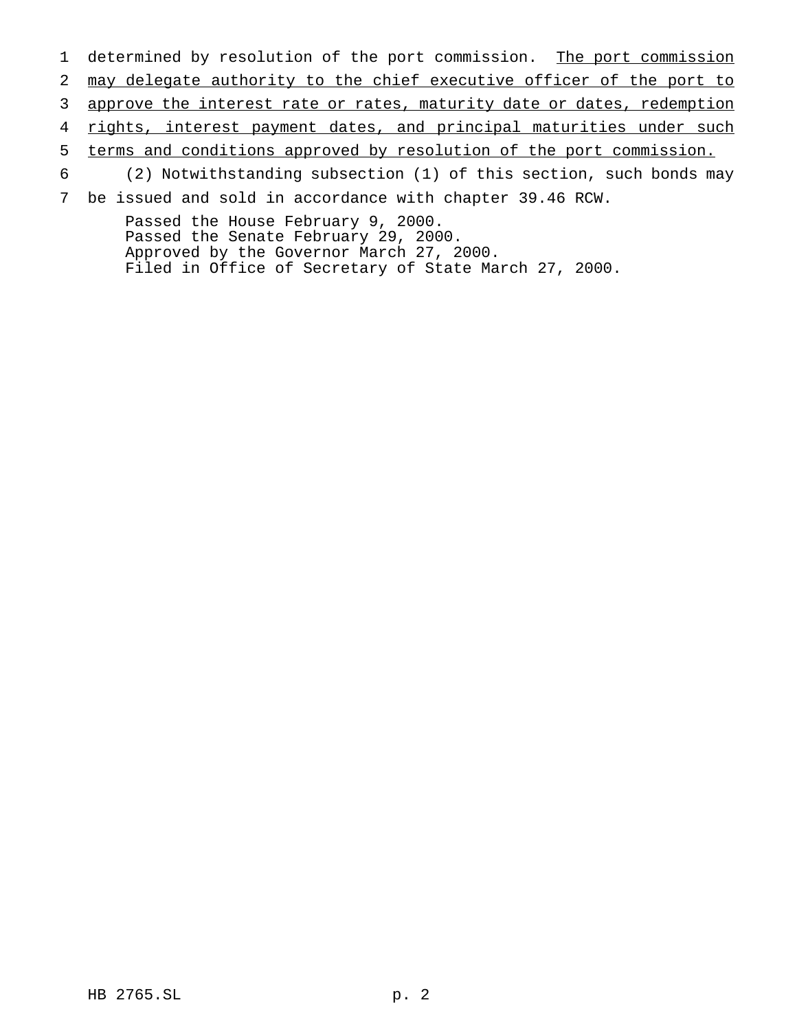determined by resolution of the port commission. The port commission may delegate authority to the chief executive officer of the port to approve the interest rate or rates, maturity date or dates, redemption rights, interest payment dates, and principal maturities under such terms and conditions approved by resolution of the port commission.

(2) Notwithstanding subsection (1) of this section, such bonds may be issued and sold in accordance with chapter 39.46 RCW.

Passed the House February 9, 2000.
Passed the Senate February 29, 2000.
Approved by the Governor March 27, 2000.
Filed in Office of Secretary of State March 27, 2000.